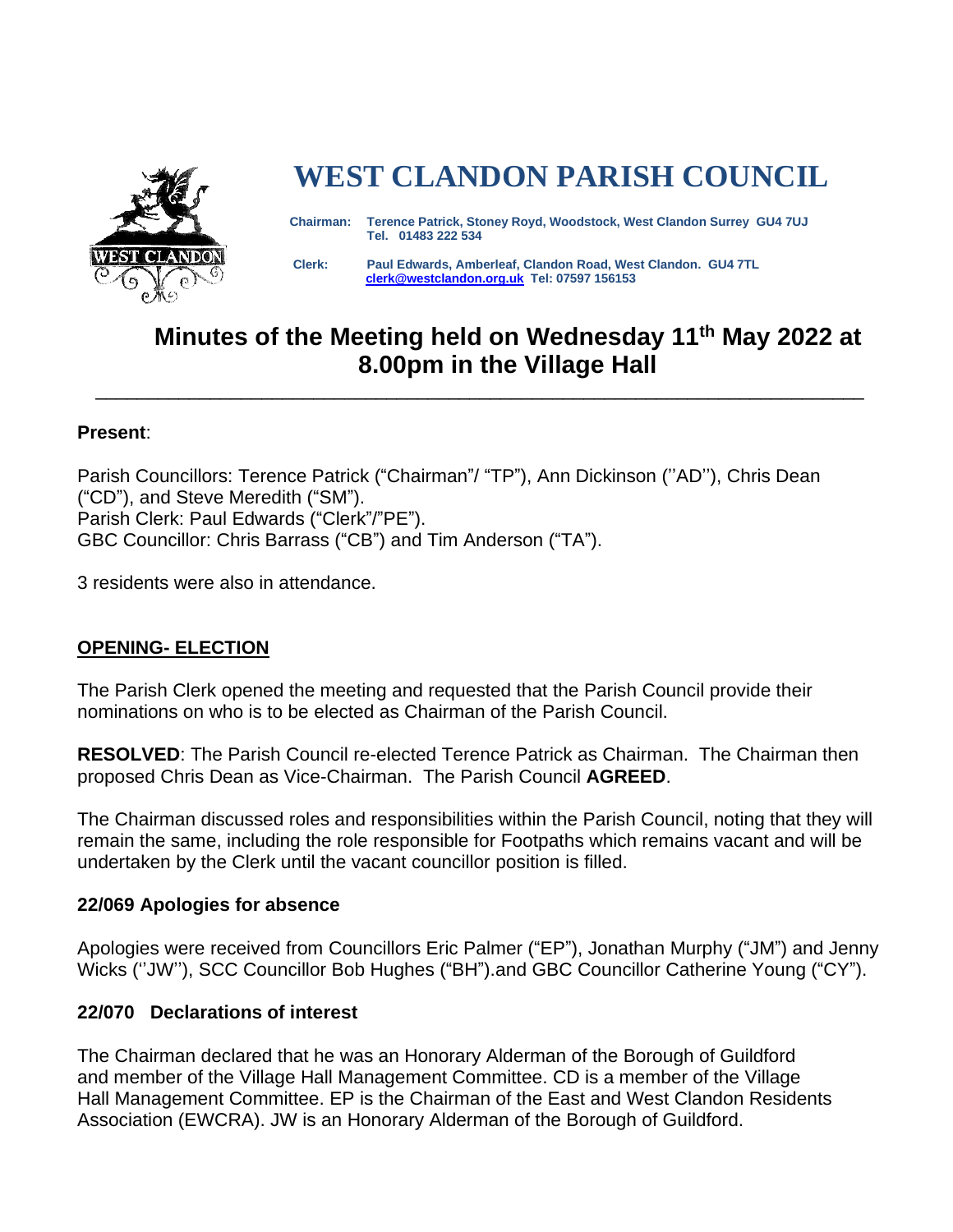# WEST CLANDON PARISH COUNCIL

**Chairman:** Terence Patrick, Stoney Royd, Woodstock, West Clandon Surrey GU4 7UJ
Tel. 01483 222 534

**Clerk:** Paul Edwards, Amberleaf, Clandon Road, West Clandon. GU4 7TL
clerk@westclandon.org.uk Tel: 07597 156153

## Minutes of the Meeting held on Wednesday 11th May 2022 at 8.00pm in the Village Hall

---

**Present**:

Parish Councillors: Terence Patrick ("Chairman"/ "TP"), Ann Dickinson (''AD''), Chris Dean ("CD"), and Steve Meredith ("SM").
Parish Clerk: Paul Edwards ("Clerk"/"PE").
GBC Councillor: Chris Barrass ("CB") and Tim Anderson ("TA").

3 residents were also in attendance.

### OPENING- ELECTION

The Parish Clerk opened the meeting and requested that the Parish Council provide their nominations on who is to be elected as Chairman of the Parish Council.

**RESOLVED**: The Parish Council re-elected Terence Patrick as Chairman. The Chairman then proposed Chris Dean as Vice-Chairman. The Parish Council **AGREED**.

The Chairman discussed roles and responsibilities within the Parish Council, noting that they will remain the same, including the role responsible for Footpaths which remains vacant and will be undertaken by the Clerk until the vacant councillor position is filled.

### 22/069 Apologies for absence

Apologies were received from Councillors Eric Palmer ("EP"), Jonathan Murphy ("JM") and Jenny Wicks (''JW''), SCC Councillor Bob Hughes ("BH").and GBC Councillor Catherine Young ("CY").

### 22/070 Declarations of interest

The Chairman declared that he was an Honorary Alderman of the Borough of Guildford and member of the Village Hall Management Committee. CD is a member of the Village Hall Management Committee. EP is the Chairman of the East and West Clandon Residents Association (EWCRA). JW is an Honorary Alderman of the Borough of Guildford.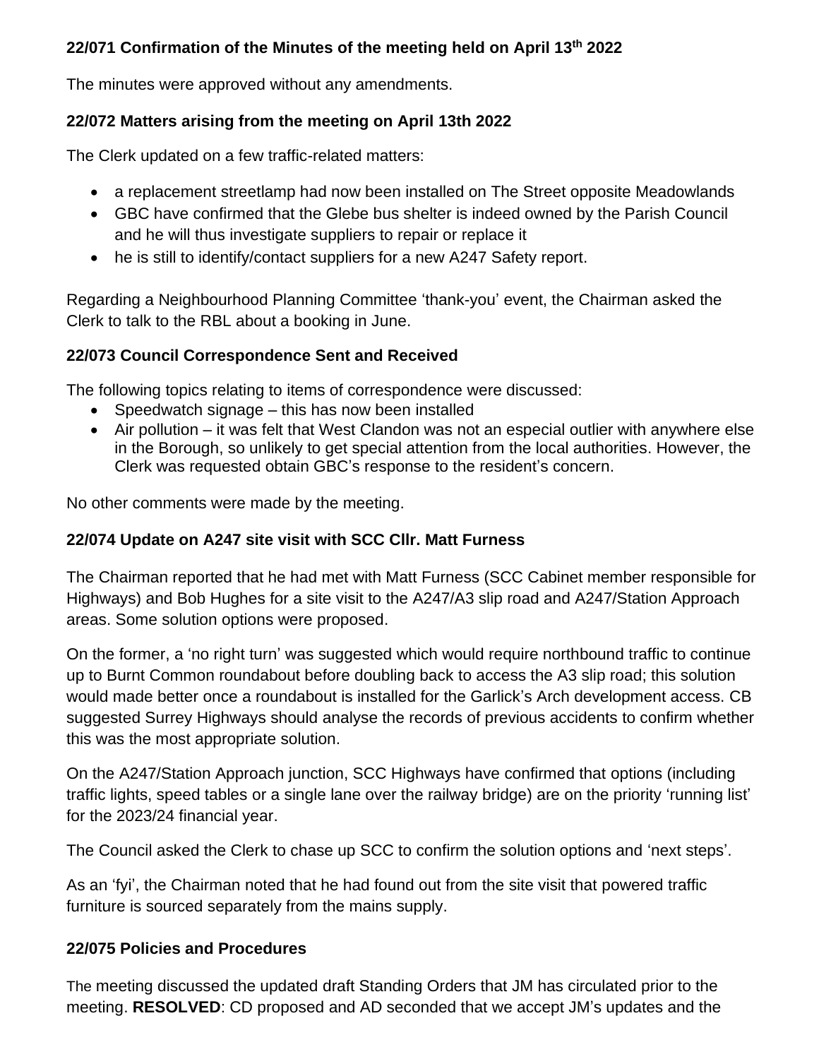**22/071 Confirmation of the Minutes of the meeting held on April 13th 2022**

The minutes were approved without any amendments.

**22/072 Matters arising from the meeting on April 13th 2022**

The Clerk updated on a few traffic-related matters:

- a replacement streetlamp had now been installed on The Street opposite Meadowlands
- GBC have confirmed that the Glebe bus shelter is indeed owned by the Parish Council and he will thus investigate suppliers to repair or replace it
- he is still to identify/contact suppliers for a new A247 Safety report.

Regarding a Neighbourhood Planning Committee 'thank-you' event, the Chairman asked the Clerk to talk to the RBL about a booking in June.

**22/073 Council Correspondence Sent and Received**

The following topics relating to items of correspondence were discussed:

- Speedwatch signage – this has now been installed
- Air pollution – it was felt that West Clandon was not an especial outlier with anywhere else in the Borough, so unlikely to get special attention from the local authorities. However, the Clerk was requested obtain GBC's response to the resident's concern.

No other comments were made by the meeting.

**22/074 Update on A247 site visit with SCC Cllr. Matt Furness**

The Chairman reported that he had met with Matt Furness (SCC Cabinet member responsible for Highways) and Bob Hughes for a site visit to the A247/A3 slip road and A247/Station Approach areas. Some solution options were proposed.

On the former, a 'no right turn' was suggested which would require northbound traffic to continue up to Burnt Common roundabout before doubling back to access the A3 slip road; this solution would made better once a roundabout is installed for the Garlick's Arch development access. CB suggested Surrey Highways should analyse the records of previous accidents to confirm whether this was the most appropriate solution.

On the A247/Station Approach junction, SCC Highways have confirmed that options (including traffic lights, speed tables or a single lane over the railway bridge) are on the priority 'running list' for the 2023/24 financial year.

The Council asked the Clerk to chase up SCC to confirm the solution options and 'next steps'.

As an 'fyi', the Chairman noted that he had found out from the site visit that powered traffic furniture is sourced separately from the mains supply.

**22/075 Policies and Procedures**

The meeting discussed the updated draft Standing Orders that JM has circulated prior to the meeting. **RESOLVED**: CD proposed and AD seconded that we accept JM's updates and the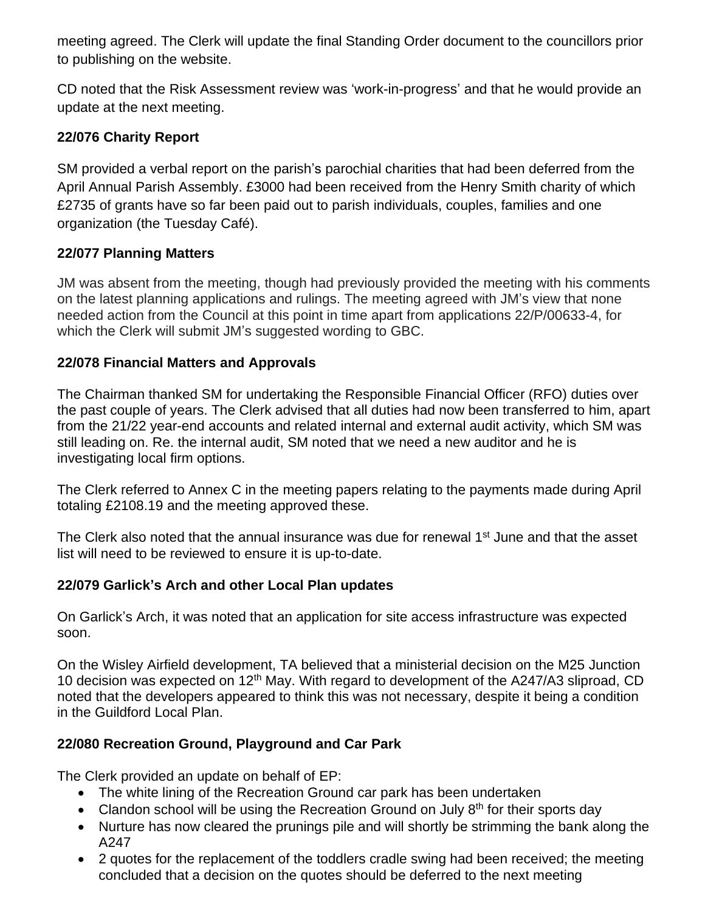meeting agreed. The Clerk will update the final Standing Order document to the councillors prior to publishing on the website.

CD noted that the Risk Assessment review was 'work-in-progress' and that he would provide an update at the next meeting.

**22/076 Charity Report**

SM provided a verbal report on the parish's parochial charities that had been deferred from the April Annual Parish Assembly. £3000 had been received from the Henry Smith charity of which £2735 of grants have so far been paid out to parish individuals, couples, families and one organization (the Tuesday Café).

**22/077 Planning Matters**

JM was absent from the meeting, though had previously provided the meeting with his comments on the latest planning applications and rulings. The meeting agreed with JM's view that none needed action from the Council at this point in time apart from applications 22/P/00633-4, for which the Clerk will submit JM's suggested wording to GBC.

**22/078 Financial Matters and Approvals**

The Chairman thanked SM for undertaking the Responsible Financial Officer (RFO) duties over the past couple of years. The Clerk advised that all duties had now been transferred to him, apart from the 21/22 year-end accounts and related internal and external audit activity, which SM was still leading on. Re. the internal audit, SM noted that we need a new auditor and he is investigating local firm options.

The Clerk referred to Annex C in the meeting papers relating to the payments made during April totaling £2108.19 and the meeting approved these.

The Clerk also noted that the annual insurance was due for renewal 1st June and that the asset list will need to be reviewed to ensure it is up-to-date.

**22/079 Garlick's Arch and other Local Plan updates**

On Garlick's Arch, it was noted that an application for site access infrastructure was expected soon.

On the Wisley Airfield development, TA believed that a ministerial decision on the M25 Junction 10 decision was expected on 12th May. With regard to development of the A247/A3 sliproad, CD noted that the developers appeared to think this was not necessary, despite it being a condition in the Guildford Local Plan.

**22/080 Recreation Ground, Playground and Car Park**

The Clerk provided an update on behalf of EP:

- The white lining of the Recreation Ground car park has been undertaken
- Clandon school will be using the Recreation Ground on July 8th for their sports day
- Nurture has now cleared the prunings pile and will shortly be strimming the bank along the A247
- 2 quotes for the replacement of the toddlers cradle swing had been received; the meeting concluded that a decision on the quotes should be deferred to the next meeting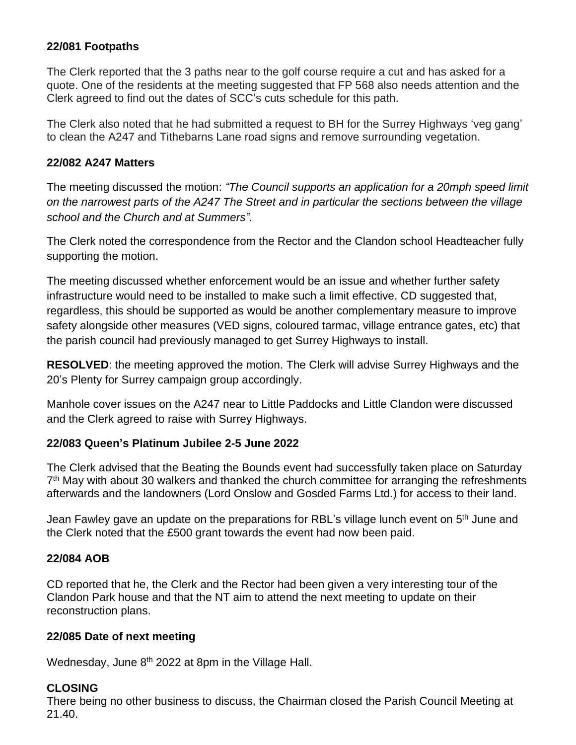### 22/081 Footpaths

The Clerk reported that the 3 paths near to the golf course require a cut and has asked for a quote. One of the residents at the meeting suggested that FP 568 also needs attention and the Clerk agreed to find out the dates of SCC's cuts schedule for this path.

The Clerk also noted that he had submitted a request to BH for the Surrey Highways 'veg gang' to clean the A247 and Tithebarns Lane road signs and remove surrounding vegetation.

### 22/082 A247 Matters

The meeting discussed the motion: *"The Council supports an application for a 20mph speed limit on the narrowest parts of the A247 The Street and in particular the sections between the village school and the Church and at Summers".*

The Clerk noted the correspondence from the Rector and the Clandon school Headteacher fully supporting the motion.

The meeting discussed whether enforcement would be an issue and whether further safety infrastructure would need to be installed to make such a limit effective. CD suggested that, regardless, this should be supported as would be another complementary measure to improve safety alongside other measures (VED signs, coloured tarmac, village entrance gates, etc) that the parish council had previously managed to get Surrey Highways to install.

**RESOLVED**: the meeting approved the motion. The Clerk will advise Surrey Highways and the 20's Plenty for Surrey campaign group accordingly.

Manhole cover issues on the A247 near to Little Paddocks and Little Clandon were discussed and the Clerk agreed to raise with Surrey Highways.

### 22/083 Queen's Platinum Jubilee 2-5 June 2022

The Clerk advised that the Beating the Bounds event had successfully taken place on Saturday 7th May with about 30 walkers and thanked the church committee for arranging the refreshments afterwards and the landowners (Lord Onslow and Gosded Farms Ltd.) for access to their land.

Jean Fawley gave an update on the preparations for RBL's village lunch event on 5th June and the Clerk noted that the £500 grant towards the event had now been paid.

### 22/084 AOB

CD reported that he, the Clerk and the Rector had been given a very interesting tour of the Clandon Park house and that the NT aim to attend the next meeting to update on their reconstruction plans.

### 22/085 Date of next meeting

Wednesday, June 8th 2022 at 8pm in the Village Hall.

### CLOSING

There being no other business to discuss, the Chairman closed the Parish Council Meeting at 21.40.